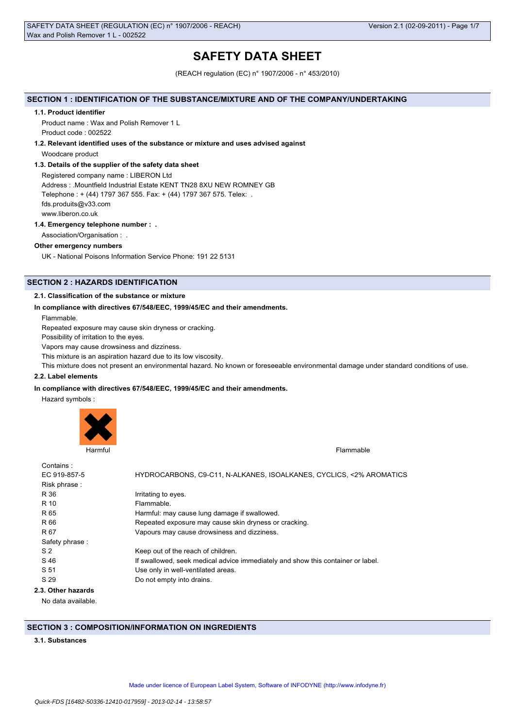# SAFETY DATA SHEET

(REACH regulation (EC) n° 1907/2006 - n° 453/2010)

## SECTION 1 : IDENTIFICATION OF THE SUBSTANCE/MIXTURE AND OF THE COMPANY/UNDERTAKING

### 1.1. Product identifier

Product name : Wax and Polish Remover 1 L

Product code : 002522

### 1.2. Relevant identified uses of the substance or mixture and uses advised against

Woodcare product

### 1.3. Details of the supplier of the safety data sheet

Registered company name : LIBERON Ltd

Address : .Mountfield Industrial Estate KENT TN28 8XU NEW ROMNEY GB

Telephone : + (44) 1797 367 555. Fax: + (44) 1797 367 575. Telex: .

fds.produits@v33.com

www.liberon.co.uk

### 1.4. Emergency telephone number : .

Association/Organisation : .

**Other emergency numbers**

UK - National Poisons Information Service Phone: 191 22 5131

## SECTION 2 : HAZARDS IDENTIFICATION

### 2.1. Classification of the substance or mixture

**In compliance with directives 67/548/EEC, 1999/45/EC and their amendments.**

Flammable.

Repeated exposure may cause skin dryness or cracking.

Possibility of irritation to the eyes.

Vapors may cause drowsiness and dizziness.

This mixture is an aspiration hazard due to its low viscosity.

This mixture does not present an environmental hazard. No known or foreseeable environmental damage under standard conditions of use.

### 2.2. Label elements

**In compliance with directives 67/548/EEC, 1999/45/EC and their amendments.**

Hazard symbols :

Harmful

Flammable

Contains :

| | |
|---|---|
| EC 919-857-5 | HYDROCARBONS, C9-C11, N-ALKANES, ISOALKANES, CYCLICS, <2% AROMATICS |

Risk phrase :

| | |
|---|---|
| R 36 | Irritating to eyes. |
| R 10 | Flammable. |
| R 65 | Harmful: may cause lung damage if swallowed. |
| R 66 | Repeated exposure may cause skin dryness or cracking. |
| R 67 | Vapours may cause drowsiness and dizziness. |

Safety phrase :

| | |
|---|---|
| S 2 | Keep out of the reach of children. |
| S 46 | If swallowed, seek medical advice immediately and show this container or label. |
| S 51 | Use only in well-ventilated areas. |
| S 29 | Do not empty into drains. |

### 2.3. Other hazards

No data available.

## SECTION 3 : COMPOSITION/INFORMATION ON INGREDIENTS

### 3.1. Substances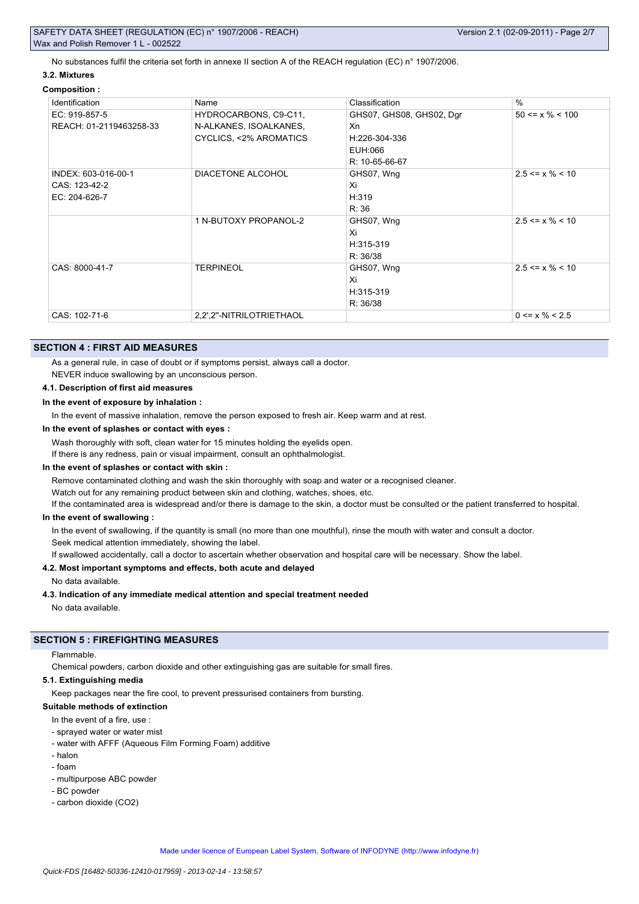No substances fulfil the criteria set forth in annexe II section A of the REACH regulation (EC) n° 1907/2006.

### 3.2. Mixtures

**Composition :**

| Identification | Name | Classification | % |
|---|---|---|---|
| EC: 919-857-5<br>REACH: 01-2119463258-33 | HYDROCARBONS, C9-C11, N-ALKANES, ISOALKANES, CYCLICS, <2% AROMATICS | GHS07, GHS08, GHS02, Dgr<br>Xn<br>H:226-304-336<br>EUH:066<br>R: 10-65-66-67 | 50 <= x % < 100 |
| INDEX: 603-016-00-1<br>CAS: 123-42-2<br>EC: 204-626-7 | DIACETONE ALCOHOL | GHS07, Wng<br>Xi<br>H:319<br>R: 36 | 2.5 <= x % < 10 |
| | 1 N-BUTOXY PROPANOL-2 | GHS07, Wng<br>Xi<br>H:315-319<br>R: 36/38 | 2.5 <= x % < 10 |
| CAS: 8000-41-7 | TERPINEOL | GHS07, Wng<br>Xi<br>H:315-319<br>R: 36/38 | 2.5 <= x % < 10 |
| CAS: 102-71-6 | 2,2',2''-NITRILOTRIETHAOL | | 0 <= x % < 2.5 |

## SECTION 4 : FIRST AID MEASURES

As a general rule, in case of doubt or if symptoms persist, always call a doctor.

NEVER induce swallowing by an unconscious person.

### 4.1. Description of first aid measures

**In the event of exposure by inhalation :**

In the event of massive inhalation, remove the person exposed to fresh air. Keep warm and at rest.

**In the event of splashes or contact with eyes :**

Wash thoroughly with soft, clean water for 15 minutes holding the eyelids open.

If there is any redness, pain or visual impairment, consult an ophthalmologist.

**In the event of splashes or contact with skin :**

Remove contaminated clothing and wash the skin thoroughly with soap and water or a recognised cleaner.

Watch out for any remaining product between skin and clothing, watches, shoes, etc.

If the contaminated area is widespread and/or there is damage to the skin, a doctor must be consulted or the patient transferred to hospital.

**In the event of swallowing :**

In the event of swallowing, if the quantity is small (no more than one mouthful), rinse the mouth with water and consult a doctor.

Seek medical attention immediately, showing the label.

If swallowed accidentally, call a doctor to ascertain whether observation and hospital care will be necessary. Show the label.

### 4.2. Most important symptoms and effects, both acute and delayed

No data available.

### 4.3. Indication of any immediate medical attention and special treatment needed

No data available.

## SECTION 5 : FIREFIGHTING MEASURES

Flammable.

Chemical powders, carbon dioxide and other extinguishing gas are suitable for small fires.

### 5.1. Extinguishing media

Keep packages near the fire cool, to prevent pressurised containers from bursting.

**Suitable methods of extinction**

In the event of a fire, use :

- sprayed water or water mist
- water with AFFF (Aqueous Film Forming Foam) additive
- halon
- foam
- multipurpose ABC powder
- BC powder
- carbon dioxide ($CO_2$)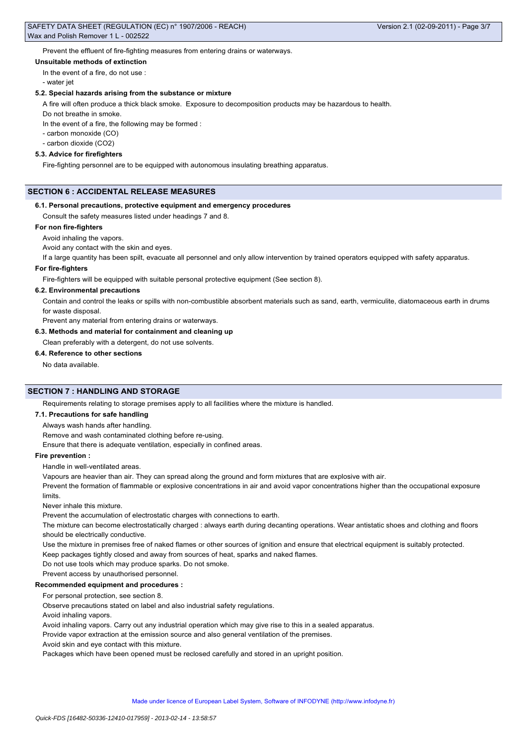Prevent the effluent of fire-fighting measures from entering drains or waterways.

**Unsuitable methods of extinction**

In the event of a fire, do not use :

- water jet

**5.2. Special hazards arising from the substance or mixture**

A fire will often produce a thick black smoke. Exposure to decomposition products may be hazardous to health.

Do not breathe in smoke.

In the event of a fire, the following may be formed :

- carbon monoxide (CO)
- carbon dioxide ($CO_2$)

**5.3. Advice for firefighters**

Fire-fighting personnel are to be equipped with autonomous insulating breathing apparatus.

## SECTION 6 : ACCIDENTAL RELEASE MEASURES

**6.1. Personal precautions, protective equipment and emergency procedures**

Consult the safety measures listed under headings 7 and 8.

**For non fire-fighters**

Avoid inhaling the vapors.

Avoid any contact with the skin and eyes.

If a large quantity has been spilt, evacuate all personnel and only allow intervention by trained operators equipped with safety apparatus.

**For fire-fighters**

Fire-fighters will be equipped with suitable personal protective equipment (See section 8).

**6.2. Environmental precautions**

Contain and control the leaks or spills with non-combustible absorbent materials such as sand, earth, vermiculite, diatomaceous earth in drums for waste disposal.

Prevent any material from entering drains or waterways.

**6.3. Methods and material for containment and cleaning up**

Clean preferably with a detergent, do not use solvents.

**6.4. Reference to other sections**

No data available.

## SECTION 7 : HANDLING AND STORAGE

Requirements relating to storage premises apply to all facilities where the mixture is handled.

**7.1. Precautions for safe handling**

Always wash hands after handling.

Remove and wash contaminated clothing before re-using.

Ensure that there is adequate ventilation, especially in confined areas.

**Fire prevention :**

Handle in well-ventilated areas.

Vapours are heavier than air. They can spread along the ground and form mixtures that are explosive with air.

Prevent the formation of flammable or explosive concentrations in air and avoid vapor concentrations higher than the occupational exposure limits.

Never inhale this mixture.

Prevent the accumulation of electrostatic charges with connections to earth.

The mixture can become electrostatically charged : always earth during decanting operations. Wear antistatic shoes and clothing and floors should be electrically conductive.

Use the mixture in premises free of naked flames or other sources of ignition and ensure that electrical equipment is suitably protected.

Keep packages tightly closed and away from sources of heat, sparks and naked flames.

Do not use tools which may produce sparks. Do not smoke.

Prevent access by unauthorised personnel.

**Recommended equipment and procedures :**

For personal protection, see section 8.

Observe precautions stated on label and also industrial safety regulations.

Avoid inhaling vapors.

Avoid inhaling vapors. Carry out any industrial operation which may give rise to this in a sealed apparatus.

Provide vapor extraction at the emission source and also general ventilation of the premises.

Avoid skin and eye contact with this mixture.

Packages which have been opened must be reclosed carefully and stored in an upright position.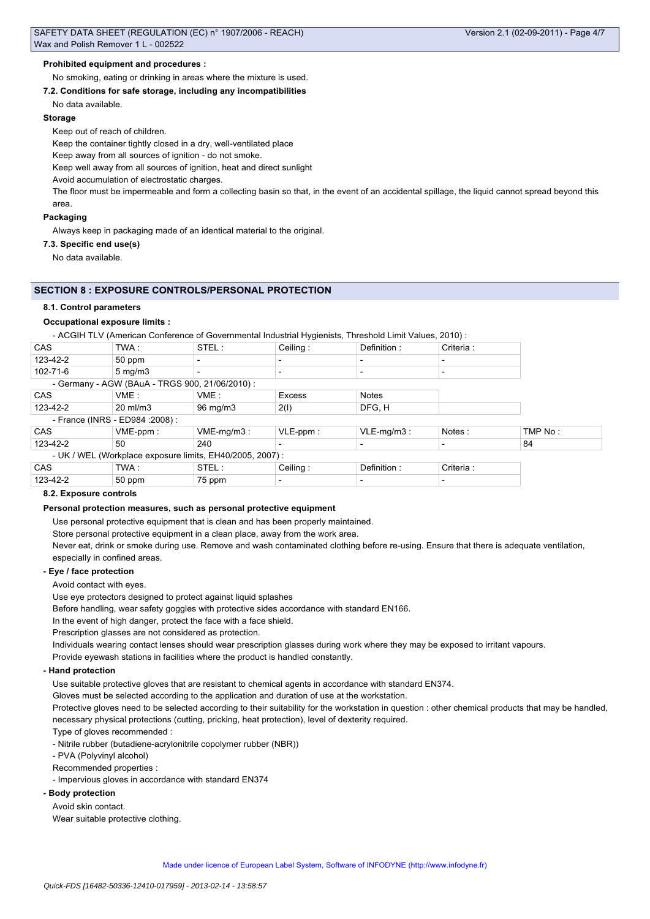**Prohibited equipment and procedures :**

No smoking, eating or drinking in areas where the mixture is used.

**7.2. Conditions for safe storage, including any incompatibilities**

No data available.

**Storage**

Keep out of reach of children.

Keep the container tightly closed in a dry, well-ventilated place

Keep away from all sources of ignition - do not smoke.

Keep well away from all sources of ignition, heat and direct sunlight

Avoid accumulation of electrostatic charges.

The floor must be impermeable and form a collecting basin so that, in the event of an accidental spillage, the liquid cannot spread beyond this area.

**Packaging**

Always keep in packaging made of an identical material to the original.

**7.3. Specific end use(s)**

No data available.

## SECTION 8 : EXPOSURE CONTROLS/PERSONAL PROTECTION

**8.1. Control parameters**

**Occupational exposure limits :**

- ACGIH TLV (American Conference of Governmental Industrial Hygienists, Threshold Limit Values, 2010) :

| CAS | TWA : | STEL : | Ceiling : | Definition : | Criteria : |
|---|---|---|---|---|---|
| 123-42-2 | 50 ppm | - | - | - | - |
| 102-71-6 | 5 mg/m3 | - | - | - | - |

- Germany - AGW (BAuA - TRGS 900, 21/06/2010) :

| CAS | VME : | VME : | Excess | Notes |
|---|---|---|---|---|
| 123-42-2 | 20 ml/m3 | 96 mg/m3 | 2(I) | DFG, H |

- France (INRS - ED984 :2008) :

| CAS | VME-ppm : | VME-mg/m3 : | VLE-ppm : | VLE-mg/m3 : | Notes : | TMP No : |
|---|---|---|---|---|---|---|
| 123-42-2 | 50 | 240 | - | - | - | 84 |

- UK / WEL (Workplace exposure limits, EH40/2005, 2007) :

| CAS | TWA : | STEL : | Ceiling : | Definition : | Criteria : |
|---|---|---|---|---|---|
| 123-42-2 | 50 ppm | 75 ppm | - | - | - |

**8.2. Exposure controls**

**Personal protection measures, such as personal protective equipment**

Use personal protective equipment that is clean and has been properly maintained.

Store personal protective equipment in a clean place, away from the work area.

Never eat, drink or smoke during use. Remove and wash contaminated clothing before re-using. Ensure that there is adequate ventilation, especially in confined areas.

**- Eye / face protection**

Avoid contact with eyes.

Use eye protectors designed to protect against liquid splashes

Before handling, wear safety goggles with protective sides accordance with standard EN166.

In the event of high danger, protect the face with a face shield.

Prescription glasses are not considered as protection.

Individuals wearing contact lenses should wear prescription glasses during work where they may be exposed to irritant vapours.

Provide eyewash stations in facilities where the product is handled constantly.

**- Hand protection**

Use suitable protective gloves that are resistant to chemical agents in accordance with standard EN374.

Gloves must be selected according to the application and duration of use at the workstation.

Protective gloves need to be selected according to their suitability for the workstation in question : other chemical products that may be handled, necessary physical protections (cutting, pricking, heat protection), level of dexterity required.

Type of gloves recommended :

- Nitrile rubber (butadiene-acrylonitrile copolymer rubber (NBR))
- PVA (Polyvinyl alcohol)

Recommended properties :

- Impervious gloves in accordance with standard EN374

**- Body protection**

Avoid skin contact.

Wear suitable protective clothing.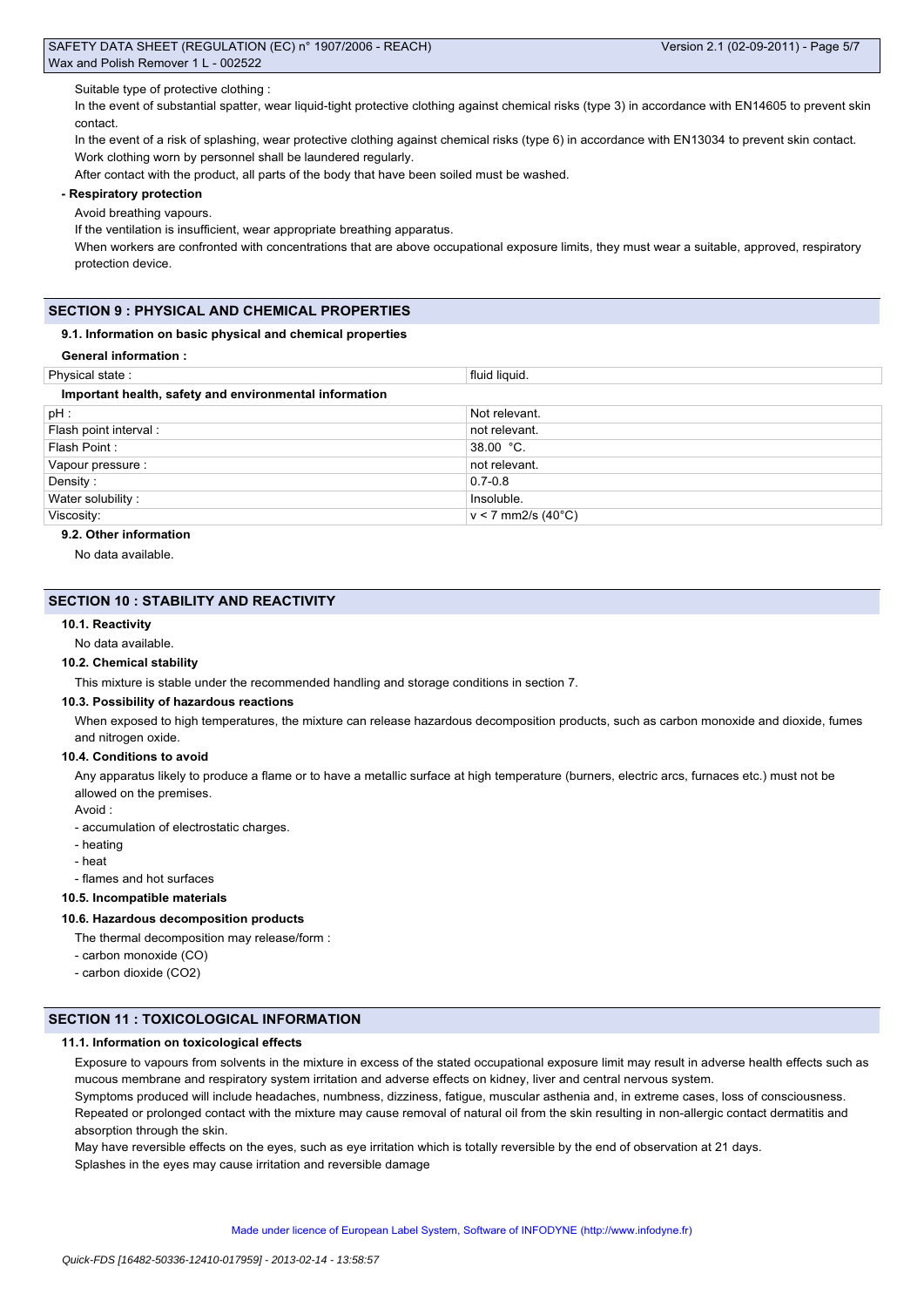Suitable type of protective clothing :

In the event of substantial spatter, wear liquid-tight protective clothing against chemical risks (type 3) in accordance with EN14605 to prevent skin contact.

In the event of a risk of splashing, wear protective clothing against chemical risks (type 6) in accordance with EN13034 to prevent skin contact.

Work clothing worn by personnel shall be laundered regularly.

After contact with the product, all parts of the body that have been soiled must be washed.

**- Respiratory protection**

Avoid breathing vapours.

If the ventilation is insufficient, wear appropriate breathing apparatus.

When workers are confronted with concentrations that are above occupational exposure limits, they must wear a suitable, approved, respiratory protection device.

## SECTION 9 : PHYSICAL AND CHEMICAL PROPERTIES

### 9.1. Information on basic physical and chemical properties

**General information :**

| Physical state : | fluid liquid. |
|---|---|
| **Important health, safety and environmental information** | |
| pH : | Not relevant. |
| Flash point interval : | not relevant. |
| Flash Point : | 38.00 °C. |
| Vapour pressure : | not relevant. |
| Density : | 0.7-0.8 |
| Water solubility : | Insoluble. |
| Viscosity: | v < 7 mm2/s (40°C) |

### 9.2. Other information

No data available.

## SECTION 10 : STABILITY AND REACTIVITY

### 10.1. Reactivity

No data available.

### 10.2. Chemical stability

This mixture is stable under the recommended handling and storage conditions in section 7.

### 10.3. Possibility of hazardous reactions

When exposed to high temperatures, the mixture can release hazardous decomposition products, such as carbon monoxide and dioxide, fumes and nitrogen oxide.

### 10.4. Conditions to avoid

Any apparatus likely to produce a flame or to have a metallic surface at high temperature (burners, electric arcs, furnaces etc.) must not be allowed on the premises.

Avoid :

- accumulation of electrostatic charges.
- heating
- heat
- flames and hot surfaces

### 10.5. Incompatible materials

### 10.6. Hazardous decomposition products

The thermal decomposition may release/form :

- carbon monoxide (CO)
- carbon dioxide ($CO_2$)

## SECTION 11 : TOXICOLOGICAL INFORMATION

### 11.1. Information on toxicological effects

Exposure to vapours from solvents in the mixture in excess of the stated occupational exposure limit may result in adverse health effects such as mucous membrane and respiratory system irritation and adverse effects on kidney, liver and central nervous system.

Symptoms produced will include headaches, numbness, dizziness, fatigue, muscular asthenia and, in extreme cases, loss of consciousness.

Repeated or prolonged contact with the mixture may cause removal of natural oil from the skin resulting in non-allergic contact dermatitis and absorption through the skin.

May have reversible effects on the eyes, such as eye irritation which is totally reversible by the end of observation at 21 days.

Splashes in the eyes may cause irritation and reversible damage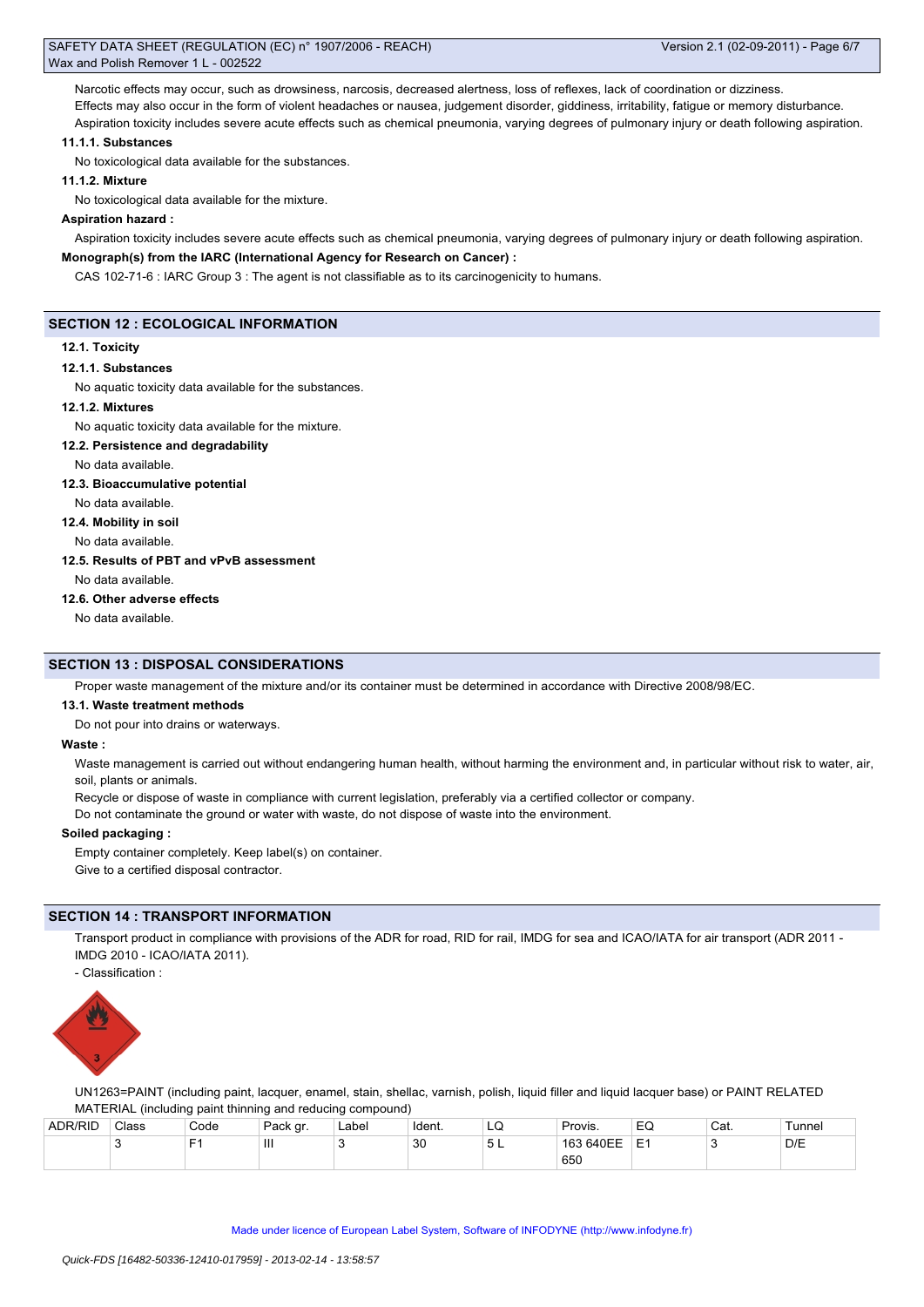Narcotic effects may occur, such as drowsiness, narcosis, decreased alertness, loss of reflexes, lack of coordination or dizziness.
Effects may also occur in the form of violent headaches or nausea, judgement disorder, giddiness, irritability, fatigue or memory disturbance.
Aspiration toxicity includes severe acute effects such as chemical pneumonia, varying degrees of pulmonary injury or death following aspiration.

**11.1.1. Substances**

No toxicological data available for the substances.

**11.1.2. Mixture**

No toxicological data available for the mixture.

**Aspiration hazard :**

Aspiration toxicity includes severe acute effects such as chemical pneumonia, varying degrees of pulmonary injury or death following aspiration.

**Monograph(s) from the IARC (International Agency for Research on Cancer) :**

CAS 102-71-6 : IARC Group 3 : The agent is not classifiable as to its carcinogenicity to humans.

## SECTION 12 : ECOLOGICAL INFORMATION

**12.1. Toxicity**

**12.1.1. Substances**

No aquatic toxicity data available for the substances.

**12.1.2. Mixtures**

No aquatic toxicity data available for the mixture.

**12.2. Persistence and degradability**

No data available.

**12.3. Bioaccumulative potential**

No data available.

**12.4. Mobility in soil**

No data available.

**12.5. Results of PBT and vPvB assessment**

No data available.

**12.6. Other adverse effects**

No data available.

## SECTION 13 : DISPOSAL CONSIDERATIONS

Proper waste management of the mixture and/or its container must be determined in accordance with Directive 2008/98/EC.

**13.1. Waste treatment methods**

Do not pour into drains or waterways.

**Waste :**

Waste management is carried out without endangering human health, without harming the environment and, in particular without risk to water, air, soil, plants or animals.
Recycle or dispose of waste in compliance with current legislation, preferably via a certified collector or company.
Do not contaminate the ground or water with waste, do not dispose of waste into the environment.

**Soiled packaging :**

Empty container completely. Keep label(s) on container.
Give to a certified disposal contractor.

## SECTION 14 : TRANSPORT INFORMATION

Transport product in compliance with provisions of the ADR for road, RID for rail, IMDG for sea and ICAO/IATA for air transport (ADR 2011 - IMDG 2010 - ICAO/IATA 2011).

- Classification :

UN1263=PAINT (including paint, lacquer, enamel, stain, shellac, varnish, polish, liquid filler and liquid lacquer base) or PAINT RELATED MATERIAL (including paint thinning and reducing compound)

| ADR/RID | Class | Code | Pack gr. | Label | Ident. | LQ | Provis. | EQ | Cat. | Tunnel |
|---|---|---|---|---|---|---|---|---|---|---|
| | 3 | F1 | III | 3 | 30 | 5 L | 163 640EE 650 | E1 | 3 | D/E |

Made under licence of European Label System, Software of INFODYNE (http://www.infodyne.fr)

*Quick-FDS [16482-50336-12410-017959] - 2013-02-14 - 13:58:57*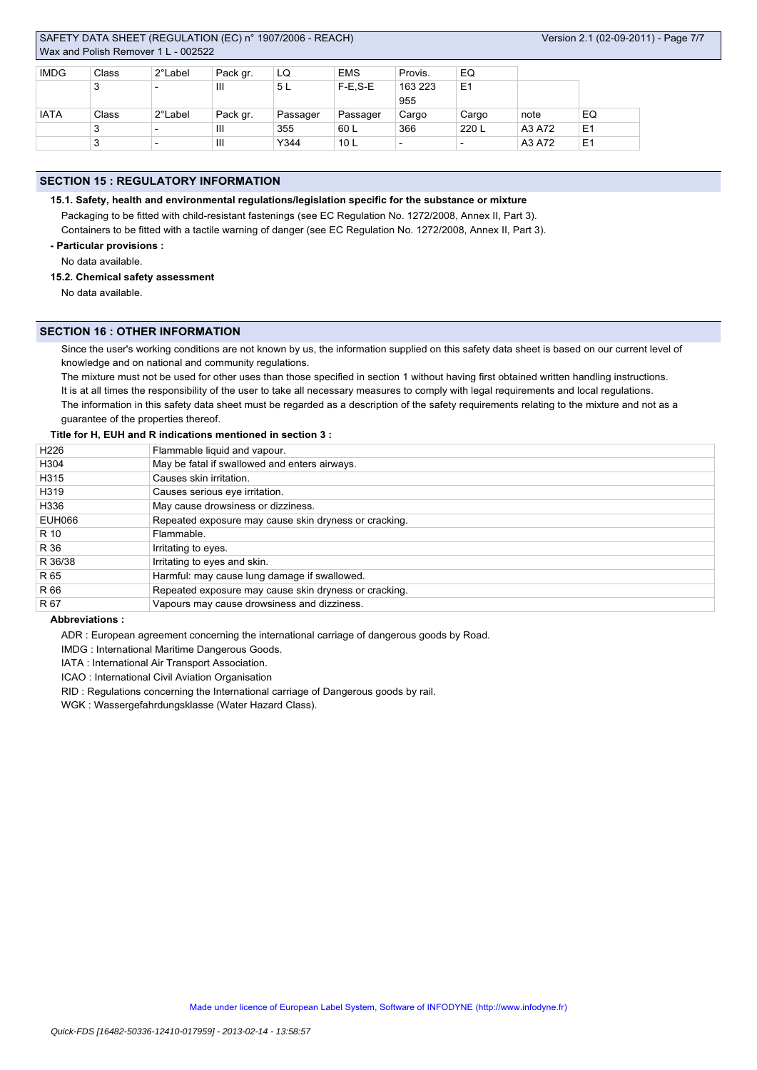| IMDG | Class | 2°Label | Pack gr. | LQ | EMS | Provis. | EQ | | |
|---|---|---|---|---|---|---|---|---|---|
| | 3 | - | III | 5 L | F-E,S-E | 163 223 955 | E1 | | |
| IATA | Class | 2°Label | Pack gr. | Passager | Passager | Cargo | Cargo | note | EQ |
| | 3 | - | III | 355 | 60 L | 366 | 220 L | A3 A72 | E1 |
| | 3 | - | III | Y344 | 10 L | - | - | A3 A72 | E1 |

## SECTION 15 : REGULATORY INFORMATION

### 15.1. Safety, health and environmental regulations/legislation specific for the substance or mixture

Packaging to be fitted with child-resistant fastenings (see EC Regulation No. 1272/2008, Annex II, Part 3).

Containers to be fitted with a tactile warning of danger (see EC Regulation No. 1272/2008, Annex II, Part 3).

**- Particular provisions :**

No data available.

### 15.2. Chemical safety assessment

No data available.

## SECTION 16 : OTHER INFORMATION

Since the user's working conditions are not known by us, the information supplied on this safety data sheet is based on our current level of knowledge and on national and community regulations.

The mixture must not be used for other uses than those specified in section 1 without having first obtained written handling instructions.

It is at all times the responsibility of the user to take all necessary measures to comply with legal requirements and local regulations.

The information in this safety data sheet must be regarded as a description of the safety requirements relating to the mixture and not as a guarantee of the properties thereof.

**Title for H, EUH and R indications mentioned in section 3 :**

| | |
|---|---|
| H226 | Flammable liquid and vapour. |
| H304 | May be fatal if swallowed and enters airways. |
| H315 | Causes skin irritation. |
| H319 | Causes serious eye irritation. |
| H336 | May cause drowsiness or dizziness. |
| EUH066 | Repeated exposure may cause skin dryness or cracking. |
| R 10 | Flammable. |
| R 36 | Irritating to eyes. |
| R 36/38 | Irritating to eyes and skin. |
| R 65 | Harmful: may cause lung damage if swallowed. |
| R 66 | Repeated exposure may cause skin dryness or cracking. |
| R 67 | Vapours may cause drowsiness and dizziness. |

**Abbreviations :**

ADR : European agreement concerning the international carriage of dangerous goods by Road.

IMDG : International Maritime Dangerous Goods.

IATA : International Air Transport Association.

ICAO : International Civil Aviation Organisation

RID : Regulations concerning the International carriage of Dangerous goods by rail.

WGK : Wassergefahrdungsklasse (Water Hazard Class).

Made under licence of European Label System, Software of INFODYNE (http://www.infodyne.fr)